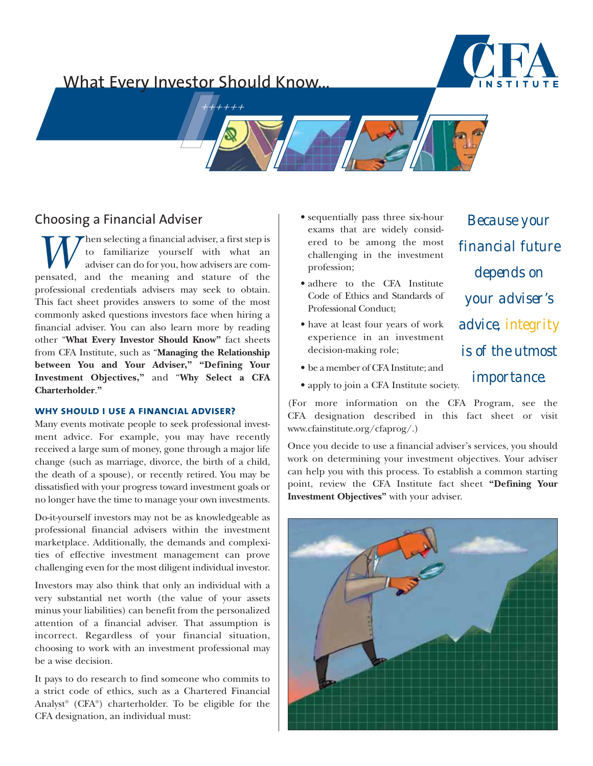# What Every Investor Should Know...

## Choosing a Financial Adviser

When selecting a financial adviser, a first step is to familiarize yourself with what an adviser can do for you, how advisers are compensated, and the meaning and stature of the professional credentials advisers may seek to obtain. This fact sheet provides answers to some of the most commonly asked questions investors face when hiring a financial adviser. You can also learn more by reading other "**What Every Investor Should Know"** fact sheets from CFA Institute, such as "**Managing the Relationship between You and Your Adviser," "Defining Your Investment Objectives,"** and "**Why Select a CFA Charterholder**.**"**

### WHY SHOULD I USE A FINANCIAL ADVISER?

Many events motivate people to seek professional investment advice. For example, you may have recently received a large sum of money, gone through a major life change (such as marriage, divorce, the birth of a child, the death of a spouse), or recently retired. You may be dissatisfied with your progress toward investment goals or no longer have the time to manage your own investments.

Do-it-yourself investors may not be as knowledgeable as professional financial advisers within the investment marketplace. Additionally, the demands and complexities of effective investment management can prove challenging even for the most diligent individual investor.

Investors may also think that only an individual with a very substantial net worth (the value of your assets minus your liabilities) can benefit from the personalized attention of a financial adviser. That assumption is incorrect. Regardless of your financial situation, choosing to work with an investment professional may be a wise decision.

It pays to do research to find someone who commits to a strict code of ethics, such as a Chartered Financial Analyst® (CFA®) charterholder. To be eligible for the CFA designation, an individual must:

- sequentially pass three six-hour exams that are widely considered to be among the most challenging in the investment profession;
- adhere to the CFA Institute Code of Ethics and Standards of Professional Conduct;
- have at least four years of work experience in an investment decision-making role;
- be a member of CFA Institute; and
- apply to join a CFA Institute society.

*Because your financial future depends on your adviser's advice, integrity is of the utmost importance.*

(For more information on the CFA Program, see the CFA designation described in this fact sheet or visit www.cfainstitute.org/cfaprog/.)

Once you decide to use a financial adviser's services, you should work on determining your investment objectives. Your adviser can help you with this process. To establish a common starting point, review the CFA Institute fact sheet **"Defining Your Investment Objectives"** with your adviser.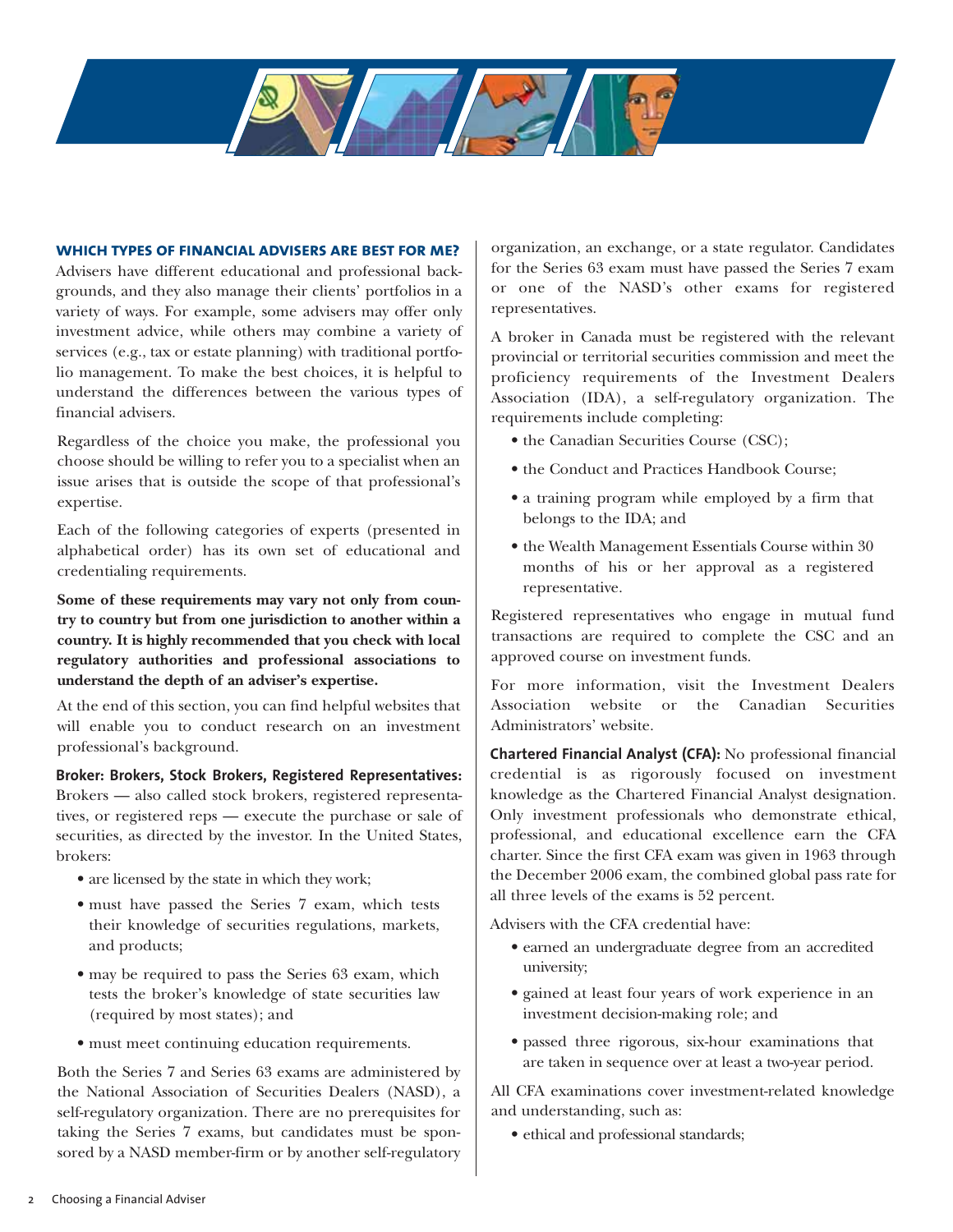## WHICH TYPES OF FINANCIAL ADVISERS ARE BEST FOR ME?

Advisers have different educational and professional backgrounds, and they also manage their clients' portfolios in a variety of ways. For example, some advisers may offer only investment advice, while others may combine a variety of services (e.g., tax or estate planning) with traditional portfolio management. To make the best choices, it is helpful to understand the differences between the various types of financial advisers.

Regardless of the choice you make, the professional you choose should be willing to refer you to a specialist when an issue arises that is outside the scope of that professional's expertise.

Each of the following categories of experts (presented in alphabetical order) has its own set of educational and credentialing requirements.

**Some of these requirements may vary not only from country to country but from one jurisdiction to another within a country. It is highly recommended that you check with local regulatory authorities and professional associations to understand the depth of an adviser's expertise.**

At the end of this section, you can find helpful websites that will enable you to conduct research on an investment professional's background.

**Broker: Brokers, Stock Brokers, Registered Representatives:** Brokers — also called stock brokers, registered representatives, or registered reps — execute the purchase or sale of securities, as directed by the investor. In the United States, brokers:

- are licensed by the state in which they work;
- must have passed the Series 7 exam, which tests their knowledge of securities regulations, markets, and products;
- may be required to pass the Series 63 exam, which tests the broker's knowledge of state securities law (required by most states); and
- must meet continuing education requirements.

Both the Series 7 and Series 63 exams are administered by the National Association of Securities Dealers (NASD), a self-regulatory organization. There are no prerequisites for taking the Series 7 exams, but candidates must be sponsored by a NASD member-firm or by another self-regulatory organization, an exchange, or a state regulator. Candidates for the Series 63 exam must have passed the Series 7 exam or one of the NASD's other exams for registered representatives.

A broker in Canada must be registered with the relevant provincial or territorial securities commission and meet the proficiency requirements of the Investment Dealers Association (IDA), a self-regulatory organization. The requirements include completing:

- the Canadian Securities Course (CSC);
- the Conduct and Practices Handbook Course;
- a training program while employed by a firm that belongs to the IDA; and
- the Wealth Management Essentials Course within 30 months of his or her approval as a registered representative.

Registered representatives who engage in mutual fund transactions are required to complete the CSC and an approved course on investment funds.

For more information, visit the Investment Dealers Association website or the Canadian Securities Administrators' website.

**Chartered Financial Analyst (CFA):** No professional financial credential is as rigorously focused on investment knowledge as the Chartered Financial Analyst designation. Only investment professionals who demonstrate ethical, professional, and educational excellence earn the CFA charter. Since the first CFA exam was given in 1963 through the December 2006 exam, the combined global pass rate for all three levels of the exams is 52 percent.

Advisers with the CFA credential have:

- earned an undergraduate degree from an accredited university;
- gained at least four years of work experience in an investment decision-making role; and
- passed three rigorous, six-hour examinations that are taken in sequence over at least a two-year period.

All CFA examinations cover investment-related knowledge and understanding, such as:

- ethical and professional standards;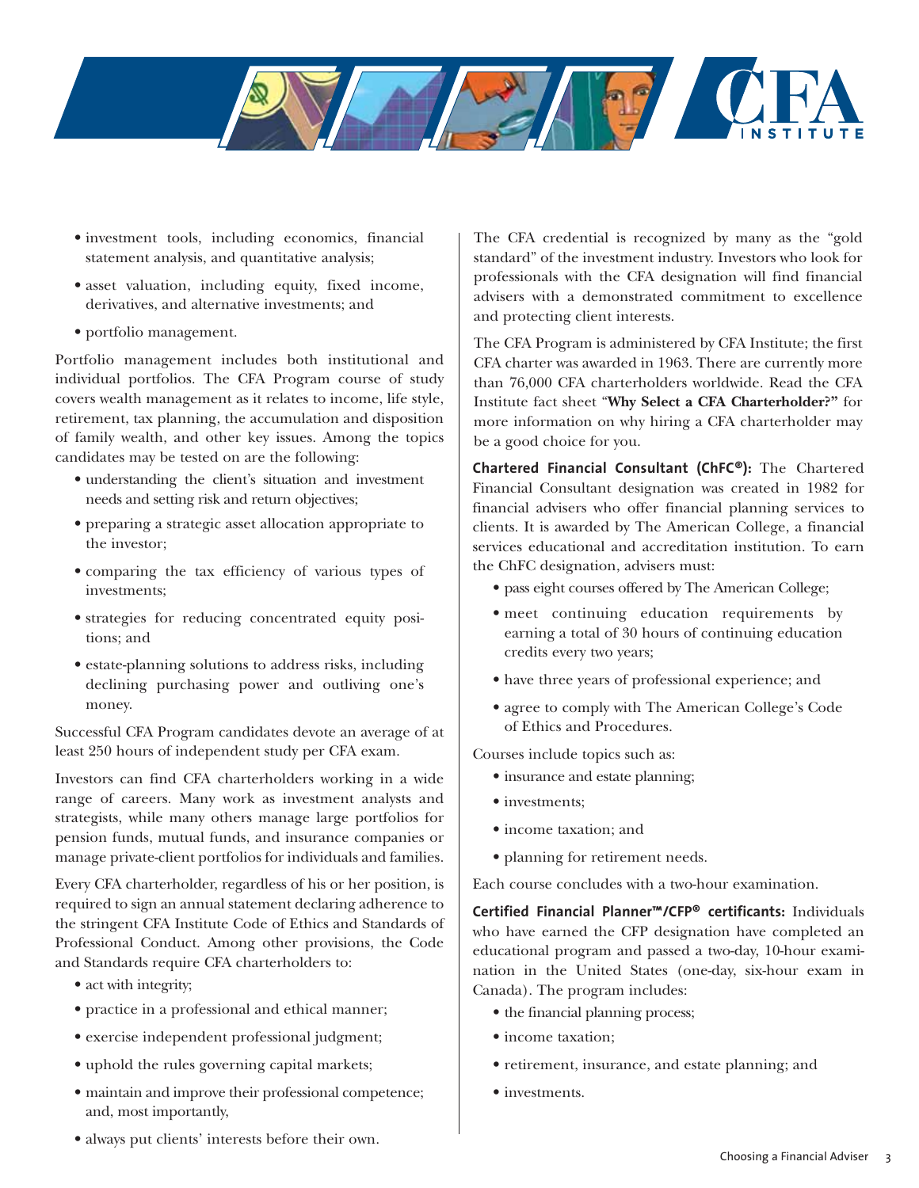- investment tools, including economics, financial statement analysis, and quantitative analysis;
- asset valuation, including equity, fixed income, derivatives, and alternative investments; and
- portfolio management.

Portfolio management includes both institutional and individual portfolios. The CFA Program course of study covers wealth management as it relates to income, life style, retirement, tax planning, the accumulation and disposition of family wealth, and other key issues. Among the topics candidates may be tested on are the following:

- understanding the client's situation and investment needs and setting risk and return objectives;
- preparing a strategic asset allocation appropriate to the investor;
- comparing the tax efficiency of various types of investments;
- strategies for reducing concentrated equity positions; and
- estate-planning solutions to address risks, including declining purchasing power and outliving one's money.

Successful CFA Program candidates devote an average of at least 250 hours of independent study per CFA exam.

Investors can find CFA charterholders working in a wide range of careers. Many work as investment analysts and strategists, while many others manage large portfolios for pension funds, mutual funds, and insurance companies or manage private-client portfolios for individuals and families.

Every CFA charterholder, regardless of his or her position, is required to sign an annual statement declaring adherence to the stringent CFA Institute Code of Ethics and Standards of Professional Conduct. Among other provisions, the Code and Standards require CFA charterholders to:

- act with integrity;
- practice in a professional and ethical manner;
- exercise independent professional judgment;
- uphold the rules governing capital markets;
- maintain and improve their professional competence; and, most importantly,
- always put clients' interests before their own.

The CFA credential is recognized by many as the "gold standard" of the investment industry. Investors who look for professionals with the CFA designation will find financial advisers with a demonstrated commitment to excellence and protecting client interests.

The CFA Program is administered by CFA Institute; the first CFA charter was awarded in 1963. There are currently more than 76,000 CFA charterholders worldwide. Read the CFA Institute fact sheet "**Why Select a CFA Charterholder?"** for more information on why hiring a CFA charterholder may be a good choice for you.

**Chartered Financial Consultant (ChFC®):** The Chartered Financial Consultant designation was created in 1982 for financial advisers who offer financial planning services to clients. It is awarded by The American College, a financial services educational and accreditation institution. To earn the ChFC designation, advisers must:

- pass eight courses offered by The American College;
- meet continuing education requirements by earning a total of 30 hours of continuing education credits every two years;
- have three years of professional experience; and
- agree to comply with The American College's Code of Ethics and Procedures.

Courses include topics such as:

- insurance and estate planning;
- investments;
- income taxation; and
- planning for retirement needs.

Each course concludes with a two-hour examination.

**Certified Financial Planner™/CFP® certificants:** Individuals who have earned the CFP designation have completed an educational program and passed a two-day, 10-hour examination in the United States (one-day, six-hour exam in Canada). The program includes:

- the financial planning process;
- income taxation;
- retirement, insurance, and estate planning; and
- investments.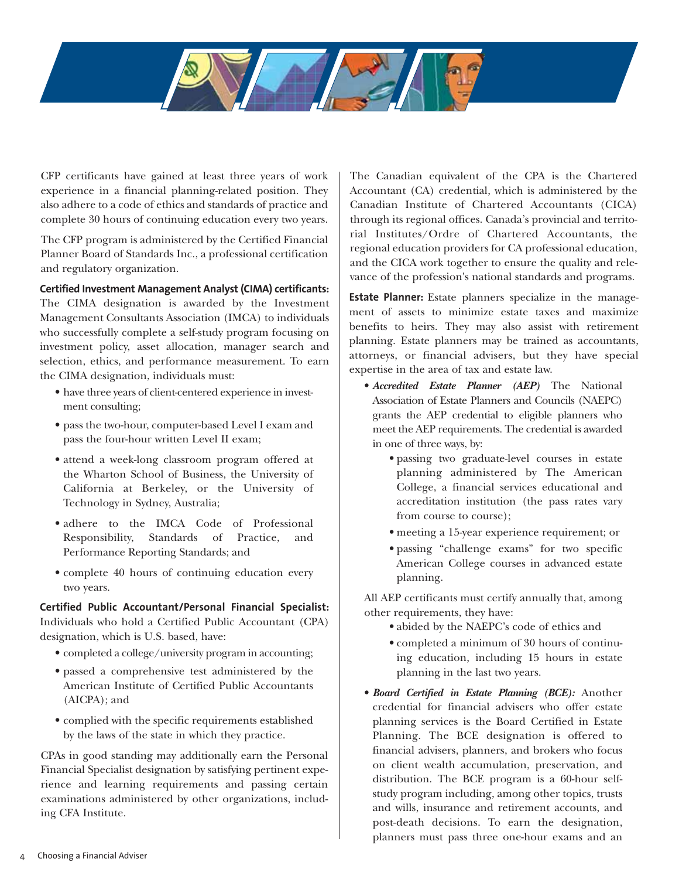CFP certificants have gained at least three years of work experience in a financial planning-related position. They also adhere to a code of ethics and standards of practice and complete 30 hours of continuing education every two years.

The CFP program is administered by the Certified Financial Planner Board of Standards Inc., a professional certification and regulatory organization.

**Certified Investment Management Analyst (CIMA) certificants:** The CIMA designation is awarded by the Investment Management Consultants Association (IMCA) to individuals who successfully complete a self-study program focusing on investment policy, asset allocation, manager search and selection, ethics, and performance measurement. To earn the CIMA designation, individuals must:

- have three years of client-centered experience in investment consulting;
- pass the two-hour, computer-based Level I exam and pass the four-hour written Level II exam;
- attend a week-long classroom program offered at the Wharton School of Business, the University of California at Berkeley, or the University of Technology in Sydney, Australia;
- adhere to the IMCA Code of Professional Responsibility, Standards of Practice, and Performance Reporting Standards; and
- complete 40 hours of continuing education every two years.

**Certified Public Accountant/Personal Financial Specialist:** Individuals who hold a Certified Public Accountant (CPA) designation, which is U.S. based, have:

- completed a college/university program in accounting;
- passed a comprehensive test administered by the American Institute of Certified Public Accountants (AICPA); and
- complied with the specific requirements established by the laws of the state in which they practice.

CPAs in good standing may additionally earn the Personal Financial Specialist designation by satisfying pertinent experience and learning requirements and passing certain examinations administered by other organizations, including CFA Institute.

The Canadian equivalent of the CPA is the Chartered Accountant (CA) credential, which is administered by the Canadian Institute of Chartered Accountants (CICA) through its regional offices. Canada's provincial and territorial Institutes/Ordre of Chartered Accountants, the regional education providers for CA professional education, and the CICA work together to ensure the quality and relevance of the profession's national standards and programs.

**Estate Planner:** Estate planners specialize in the management of assets to minimize estate taxes and maximize benefits to heirs. They may also assist with retirement planning. Estate planners may be trained as accountants, attorneys, or financial advisers, but they have special expertise in the area of tax and estate law.

- ***Accredited Estate Planner (AEP)*** The National Association of Estate Planners and Councils (NAEPC) grants the AEP credential to eligible planners who meet the AEP requirements. The credential is awarded in one of three ways, by:
  - passing two graduate-level courses in estate planning administered by The American College, a financial services educational and accreditation institution (the pass rates vary from course to course);
  - meeting a 15-year experience requirement; or
  - passing "challenge exams" for two specific American College courses in advanced estate planning.

  All AEP certificants must certify annually that, among other requirements, they have:
  - abided by the NAEPC's code of ethics and
  - completed a minimum of 30 hours of continuing education, including 15 hours in estate planning in the last two years.

- ***Board Certified in Estate Planning (BCE):*** Another credential for financial advisers who offer estate planning services is the Board Certified in Estate Planning. The BCE designation is offered to financial advisers, planners, and brokers who focus on client wealth accumulation, preservation, and distribution. The BCE program is a 60-hour self-study program including, among other topics, trusts and wills, insurance and retirement accounts, and post-death decisions. To earn the designation, planners must pass three one-hour exams and an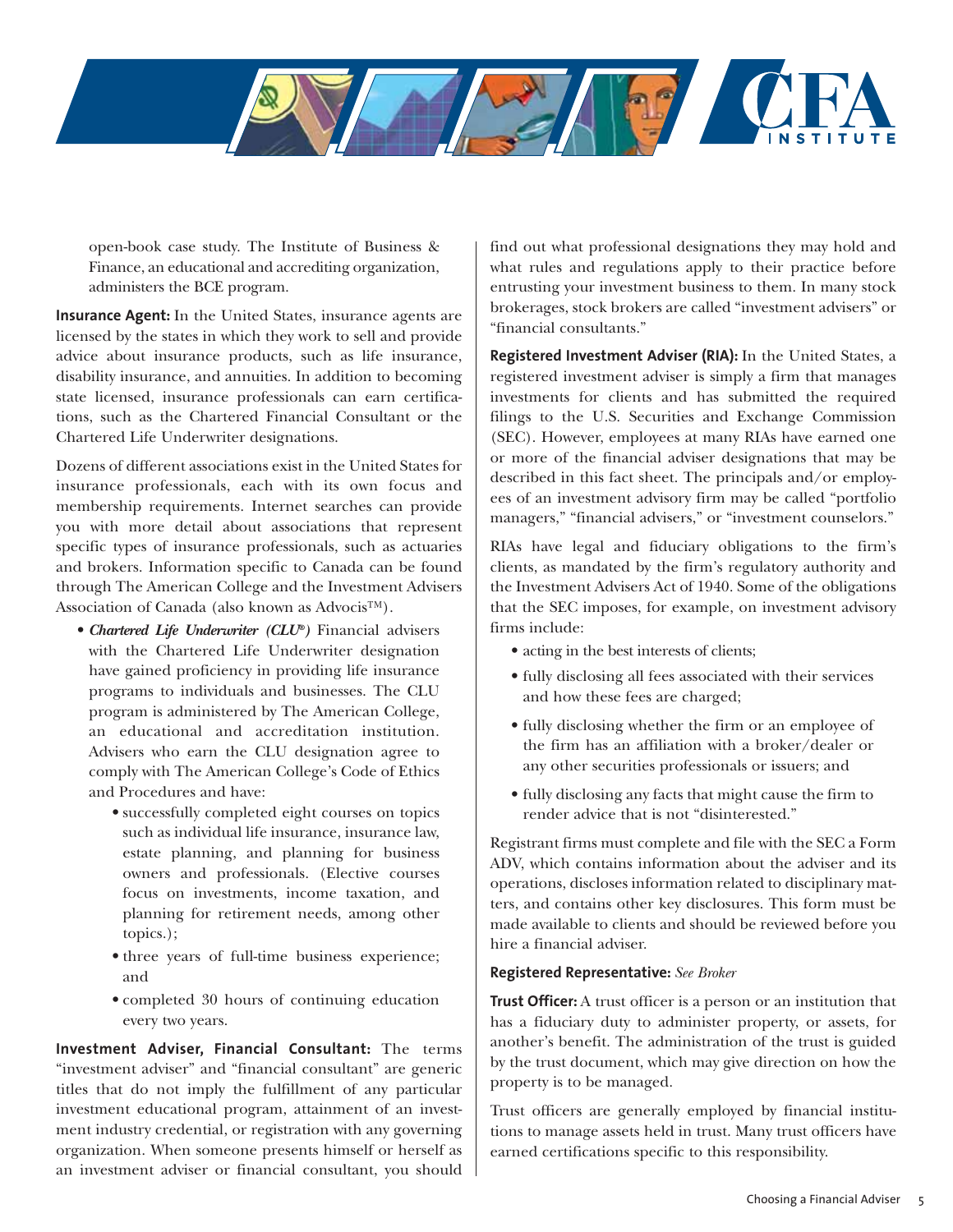open-book case study. The Institute of Business & Finance, an educational and accrediting organization, administers the BCE program.

**Insurance Agent:** In the United States, insurance agents are licensed by the states in which they work to sell and provide advice about insurance products, such as life insurance, disability insurance, and annuities. In addition to becoming state licensed, insurance professionals can earn certifications, such as the Chartered Financial Consultant or the Chartered Life Underwriter designations.

Dozens of different associations exist in the United States for insurance professionals, each with its own focus and membership requirements. Internet searches can provide you with more detail about associations that represent specific types of insurance professionals, such as actuaries and brokers. Information specific to Canada can be found through The American College and the Investment Advisers Association of Canada (also known as Advocis™).

- ***Chartered Life Underwriter (CLU®)*** Financial advisers with the Chartered Life Underwriter designation have gained proficiency in providing life insurance programs to individuals and businesses. The CLU program is administered by The American College, an educational and accreditation institution. Advisers who earn the CLU designation agree to comply with The American College's Code of Ethics and Procedures and have:
  - successfully completed eight courses on topics such as individual life insurance, insurance law, estate planning, and planning for business owners and professionals. (Elective courses focus on investments, income taxation, and planning for retirement needs, among other topics.);
  - three years of full-time business experience; and
  - completed 30 hours of continuing education every two years.

**Investment Adviser, Financial Consultant:** The terms "investment adviser" and "financial consultant" are generic titles that do not imply the fulfillment of any particular investment educational program, attainment of an investment industry credential, or registration with any governing organization. When someone presents himself or herself as an investment adviser or financial consultant, you should find out what professional designations they may hold and what rules and regulations apply to their practice before entrusting your investment business to them. In many stock brokerages, stock brokers are called "investment advisers" or "financial consultants."

**Registered Investment Adviser (RIA):** In the United States, a registered investment adviser is simply a firm that manages investments for clients and has submitted the required filings to the U.S. Securities and Exchange Commission (SEC). However, employees at many RIAs have earned one or more of the financial adviser designations that may be described in this fact sheet. The principals and/or employees of an investment advisory firm may be called "portfolio managers," "financial advisers," or "investment counselors."

RIAs have legal and fiduciary obligations to the firm's clients, as mandated by the firm's regulatory authority and the Investment Advisers Act of 1940. Some of the obligations that the SEC imposes, for example, on investment advisory firms include:

- acting in the best interests of clients;
- fully disclosing all fees associated with their services and how these fees are charged;
- fully disclosing whether the firm or an employee of the firm has an affiliation with a broker/dealer or any other securities professionals or issuers; and
- fully disclosing any facts that might cause the firm to render advice that is not "disinterested."

Registrant firms must complete and file with the SEC a Form ADV, which contains information about the adviser and its operations, discloses information related to disciplinary matters, and contains other key disclosures. This form must be made available to clients and should be reviewed before you hire a financial adviser.

**Registered Representative:** *See Broker*

**Trust Officer:** A trust officer is a person or an institution that has a fiduciary duty to administer property, or assets, for another's benefit. The administration of the trust is guided by the trust document, which may give direction on how the property is to be managed.

Trust officers are generally employed by financial institutions to manage assets held in trust. Many trust officers have earned certifications specific to this responsibility.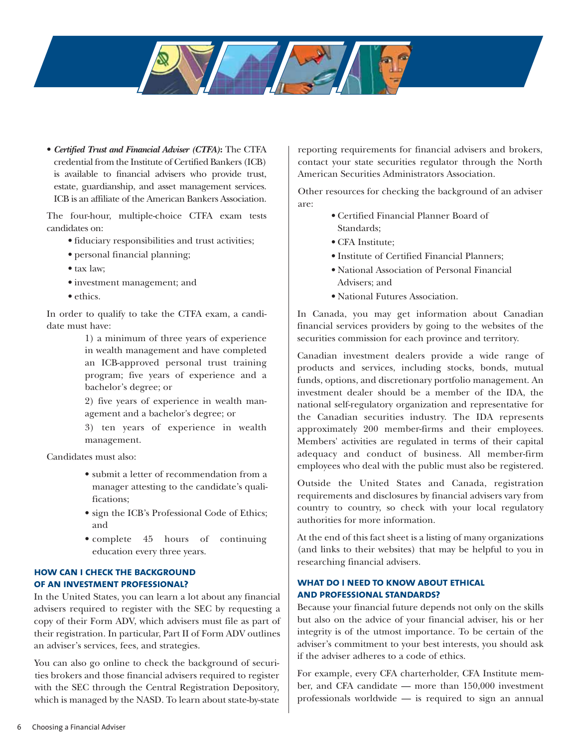- ***Certified Trust and Financial Adviser (CTFA)*:** The CTFA credential from the Institute of Certified Bankers (ICB) is available to financial advisers who provide trust, estate, guardianship, and asset management services. ICB is an affiliate of the American Bankers Association.

The four-hour, multiple-choice CTFA exam tests candidates on:

- fiduciary responsibilities and trust activities;
- personal financial planning;
- tax law;
- investment management; and
- ethics.

In order to qualify to take the CTFA exam, a candidate must have:

1) a minimum of three years of experience in wealth management and have completed an ICB-approved personal trust training program; five years of experience and a bachelor's degree; or

2) five years of experience in wealth management and a bachelor's degree; or

3) ten years of experience in wealth management.

Candidates must also:

- submit a letter of recommendation from a manager attesting to the candidate's qualifications;
- sign the ICB's Professional Code of Ethics; and
- complete 45 hours of continuing education every three years.

### HOW CAN I CHECK THE BACKGROUND OF AN INVESTMENT PROFESSIONAL?

In the United States, you can learn a lot about any financial advisers required to register with the SEC by requesting a copy of their Form ADV, which advisers must file as part of their registration. In particular, Part II of Form ADV outlines an adviser's services, fees, and strategies.

You can also go online to check the background of securities brokers and those financial advisers required to register with the SEC through the Central Registration Depository, which is managed by the NASD. To learn about state-by-state reporting requirements for financial advisers and brokers, contact your state securities regulator through the North American Securities Administrators Association.

Other resources for checking the background of an adviser are:

- Certified Financial Planner Board of Standards;
- CFA Institute;
- Institute of Certified Financial Planners;
- National Association of Personal Financial Advisers; and
- National Futures Association.

In Canada, you may get information about Canadian financial services providers by going to the websites of the securities commission for each province and territory.

Canadian investment dealers provide a wide range of products and services, including stocks, bonds, mutual funds, options, and discretionary portfolio management. An investment dealer should be a member of the IDA, the national self-regulatory organization and representative for the Canadian securities industry. The IDA represents approximately 200 member-firms and their employees. Members' activities are regulated in terms of their capital adequacy and conduct of business. All member-firm employees who deal with the public must also be registered.

Outside the United States and Canada, registration requirements and disclosures by financial advisers vary from country to country, so check with your local regulatory authorities for more information.

At the end of this fact sheet is a listing of many organizations (and links to their websites) that may be helpful to you in researching financial advisers.

### WHAT DO I NEED TO KNOW ABOUT ETHICAL AND PROFESSIONAL STANDARDS?

Because your financial future depends not only on the skills but also on the advice of your financial adviser, his or her integrity is of the utmost importance. To be certain of the adviser's commitment to your best interests, you should ask if the adviser adheres to a code of ethics.

For example, every CFA charterholder, CFA Institute member, and CFA candidate — more than 150,000 investment professionals worldwide — is required to sign an annual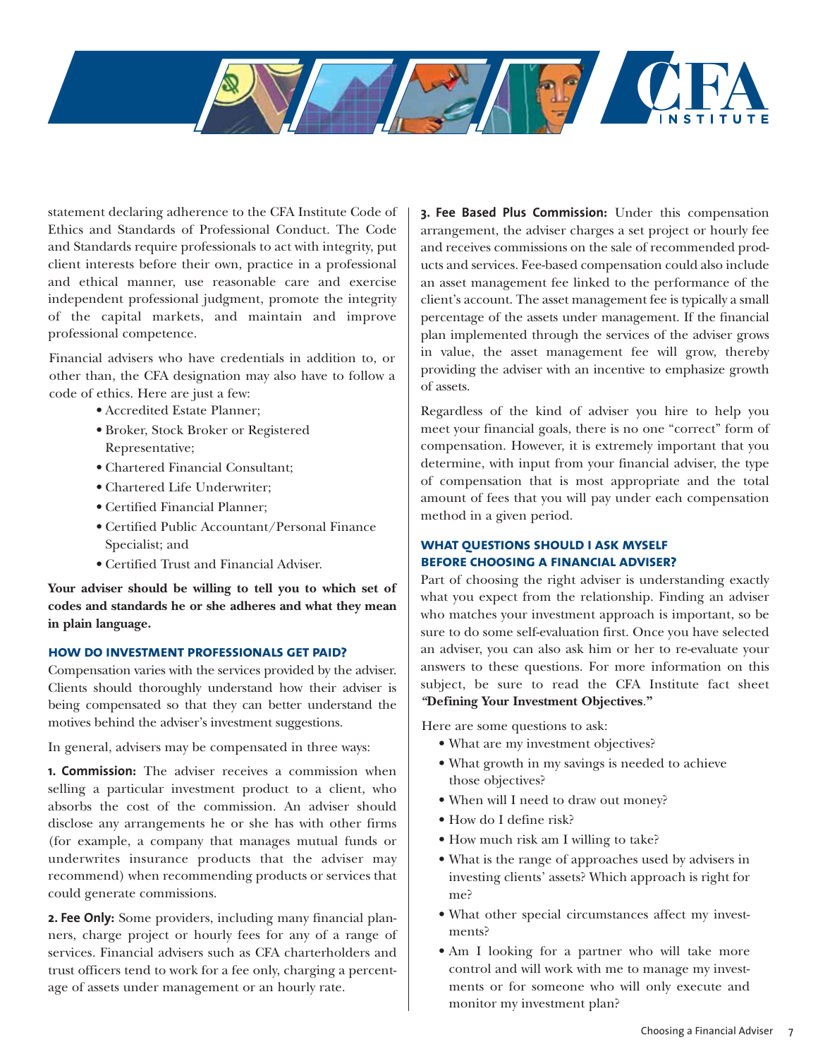statement declaring adherence to the CFA Institute Code of Ethics and Standards of Professional Conduct. The Code and Standards require professionals to act with integrity, put client interests before their own, practice in a professional and ethical manner, use reasonable care and exercise independent professional judgment, promote the integrity of the capital markets, and maintain and improve professional competence.

Financial advisers who have credentials in addition to, or other than, the CFA designation may also have to follow a code of ethics. Here are just a few:

- Accredited Estate Planner;
- Broker, Stock Broker or Registered Representative;
- Chartered Financial Consultant;
- Chartered Life Underwriter;
- Certified Financial Planner;
- Certified Public Accountant/Personal Finance Specialist; and
- Certified Trust and Financial Adviser.

**Your adviser should be willing to tell you to which set of codes and standards he or she adheres and what they mean in plain language.**

### HOW DO INVESTMENT PROFESSIONALS GET PAID?

Compensation varies with the services provided by the adviser. Clients should thoroughly understand how their adviser is being compensated so that they can better understand the motives behind the adviser's investment suggestions.

In general, advisers may be compensated in three ways:

**1. Commission:** The adviser receives a commission when selling a particular investment product to a client, who absorbs the cost of the commission. An adviser should disclose any arrangements he or she has with other firms (for example, a company that manages mutual funds or underwrites insurance products that the adviser may recommend) when recommending products or services that could generate commissions.

**2. Fee Only:** Some providers, including many financial planners, charge project or hourly fees for any of a range of services. Financial advisers such as CFA charterholders and trust officers tend to work for a fee only, charging a percentage of assets under management or an hourly rate.

**3. Fee Based Plus Commission:** Under this compensation arrangement, the adviser charges a set project or hourly fee and receives commissions on the sale of recommended products and services. Fee-based compensation could also include an asset management fee linked to the performance of the client's account. The asset management fee is typically a small percentage of the assets under management. If the financial plan implemented through the services of the adviser grows in value, the asset management fee will grow, thereby providing the adviser with an incentive to emphasize growth of assets.

Regardless of the kind of adviser you hire to help you meet your financial goals, there is no one "correct" form of compensation. However, it is extremely important that you determine, with input from your financial adviser, the type of compensation that is most appropriate and the total amount of fees that you will pay under each compensation method in a given period.

### WHAT QUESTIONS SHOULD I ASK MYSELF BEFORE CHOOSING A FINANCIAL ADVISER?

Part of choosing the right adviser is understanding exactly what you expect from the relationship. Finding an adviser who matches your investment approach is important, so be sure to do some self-evaluation first. Once you have selected an adviser, you can also ask him or her to re-evaluate your answers to these questions. For more information on this subject, be sure to read the CFA Institute fact sheet **"Defining Your Investment Objectives."**

Here are some questions to ask:

- What are my investment objectives?
- What growth in my savings is needed to achieve those objectives?
- When will I need to draw out money?
- How do I define risk?
- How much risk am I willing to take?
- What is the range of approaches used by advisers in investing clients' assets? Which approach is right for me?
- What other special circumstances affect my investments?
- Am I looking for a partner who will take more control and will work with me to manage my investments or for someone who will only execute and monitor my investment plan?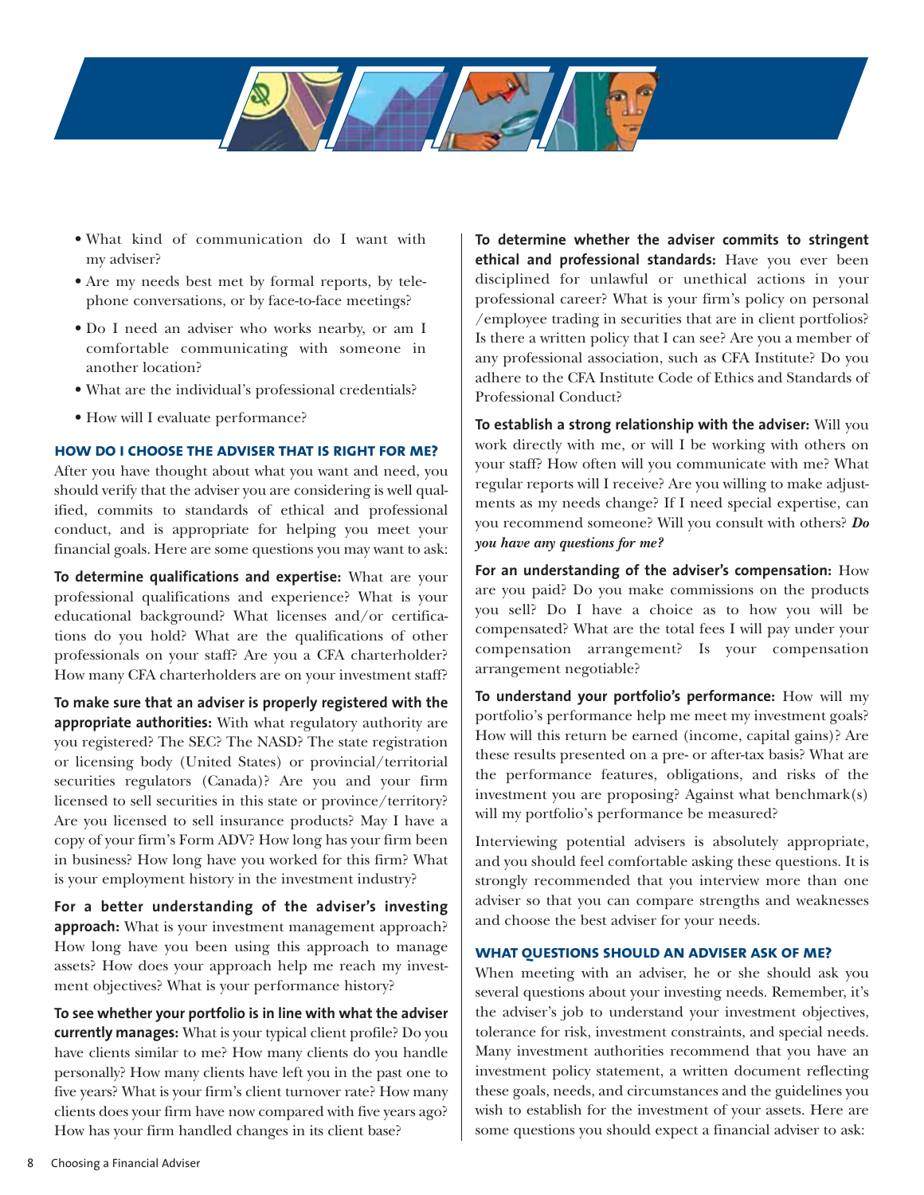- What kind of communication do I want with my adviser?
- Are my needs best met by formal reports, by telephone conversations, or by face-to-face meetings?
- Do I need an adviser who works nearby, or am I comfortable communicating with someone in another location?
- What are the individual's professional credentials?
- How will I evaluate performance?

### HOW DO I CHOOSE THE ADVISER THAT IS RIGHT FOR ME?

After you have thought about what you want and need, you should verify that the adviser you are considering is well qualified, commits to standards of ethical and professional conduct, and is appropriate for helping you meet your financial goals. Here are some questions you may want to ask:

**To determine qualifications and expertise:** What are your professional qualifications and experience? What is your educational background? What licenses and/or certifications do you hold? What are the qualifications of other professionals on your staff? Are you a CFA charterholder? How many CFA charterholders are on your investment staff?

**To make sure that an adviser is properly registered with the appropriate authorities:** With what regulatory authority are you registered? The SEC? The NASD? The state registration or licensing body (United States) or provincial/territorial securities regulators (Canada)? Are you and your firm licensed to sell securities in this state or province/territory? Are you licensed to sell insurance products? May I have a copy of your firm's Form ADV? How long has your firm been in business? How long have you worked for this firm? What is your employment history in the investment industry?

**For a better understanding of the adviser's investing approach:** What is your investment management approach? How long have you been using this approach to manage assets? How does your approach help me reach my investment objectives? What is your performance history?

**To see whether your portfolio is in line with what the adviser currently manages:** What is your typical client profile? Do you have clients similar to me? How many clients do you handle personally? How many clients have left you in the past one to five years? What is your firm's client turnover rate? How many clients does your firm have now compared with five years ago? How has your firm handled changes in its client base?

**To determine whether the adviser commits to stringent ethical and professional standards:** Have you ever been disciplined for unlawful or unethical actions in your professional career? What is your firm's policy on personal /employee trading in securities that are in client portfolios? Is there a written policy that I can see? Are you a member of any professional association, such as CFA Institute? Do you adhere to the CFA Institute Code of Ethics and Standards of Professional Conduct?

**To establish a strong relationship with the adviser:** Will you work directly with me, or will I be working with others on your staff? How often will you communicate with me? What regular reports will I receive? Are you willing to make adjustments as my needs change? If I need special expertise, can you recommend someone? Will you consult with others? ***Do you have any questions for me?***

**For an understanding of the adviser's compensation:** How are you paid? Do you make commissions on the products you sell? Do I have a choice as to how you will be compensated? What are the total fees I will pay under your compensation arrangement? Is your compensation arrangement negotiable?

**To understand your portfolio's performance:** How will my portfolio's performance help me meet my investment goals? How will this return be earned (income, capital gains)? Are these results presented on a pre- or after-tax basis? What are the performance features, obligations, and risks of the investment you are proposing? Against what benchmark(s) will my portfolio's performance be measured?

Interviewing potential advisers is absolutely appropriate, and you should feel comfortable asking these questions. It is strongly recommended that you interview more than one adviser so that you can compare strengths and weaknesses and choose the best adviser for your needs.

### WHAT QUESTIONS SHOULD AN ADVISER ASK OF ME?

When meeting with an adviser, he or she should ask you several questions about your investing needs. Remember, it's the adviser's job to understand your investment objectives, tolerance for risk, investment constraints, and special needs. Many investment authorities recommend that you have an investment policy statement, a written document reflecting these goals, needs, and circumstances and the guidelines you wish to establish for the investment of your assets. Here are some questions you should expect a financial adviser to ask: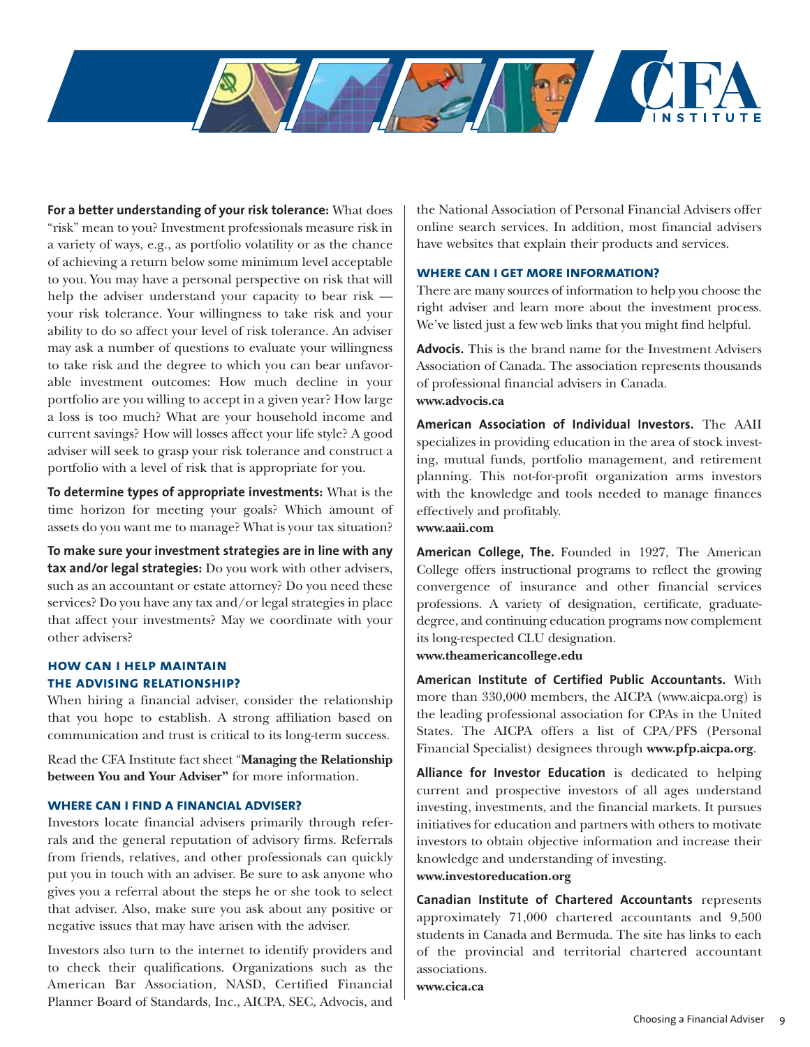**For a better understanding of your risk tolerance:** What does "risk" mean to you? Investment professionals measure risk in a variety of ways, e.g., as portfolio volatility or as the chance of achieving a return below some minimum level acceptable to you. You may have a personal perspective on risk that will help the adviser understand your capacity to bear risk — your risk tolerance. Your willingness to take risk and your ability to do so affect your level of risk tolerance. An adviser may ask a number of questions to evaluate your willingness to take risk and the degree to which you can bear unfavorable investment outcomes: How much decline in your portfolio are you willing to accept in a given year? How large a loss is too much? What are your household income and current savings? How will losses affect your life style? A good adviser will seek to grasp your risk tolerance and construct a portfolio with a level of risk that is appropriate for you.

**To determine types of appropriate investments:** What is the time horizon for meeting your goals? Which amount of assets do you want me to manage? What is your tax situation?

**To make sure your investment strategies are in line with any tax and/or legal strategies:** Do you work with other advisers, such as an accountant or estate attorney? Do you need these services? Do you have any tax and/or legal strategies in place that affect your investments? May we coordinate with your other advisers?

### HOW CAN I HELP MAINTAIN THE ADVISING RELATIONSHIP?

When hiring a financial adviser, consider the relationship that you hope to establish. A strong affiliation based on communication and trust is critical to its long-term success.

Read the CFA Institute fact sheet "**Managing the Relationship between You and Your Adviser"** for more information.

### WHERE CAN I FIND A FINANCIAL ADVISER?

Investors locate financial advisers primarily through referrals and the general reputation of advisory firms. Referrals from friends, relatives, and other professionals can quickly put you in touch with an adviser. Be sure to ask anyone who gives you a referral about the steps he or she took to select that adviser. Also, make sure you ask about any positive or negative issues that may have arisen with the adviser.

Investors also turn to the internet to identify providers and to check their qualifications. Organizations such as the American Bar Association, NASD, Certified Financial Planner Board of Standards, Inc., AICPA, SEC, Advocis, and the National Association of Personal Financial Advisers offer online search services. In addition, most financial advisers have websites that explain their products and services.

### WHERE CAN I GET MORE INFORMATION?

There are many sources of information to help you choose the right adviser and learn more about the investment process. We've listed just a few web links that you might find helpful.

**Advocis.** This is the brand name for the Investment Advisers Association of Canada. The association represents thousands of professional financial advisers in Canada.
**www.advocis.ca**

**American Association of Individual Investors.** The AAII specializes in providing education in the area of stock investing, mutual funds, portfolio management, and retirement planning. This not-for-profit organization arms investors with the knowledge and tools needed to manage finances effectively and profitably.
**www.aaii.com**

**American College, The.** Founded in 1927, The American College offers instructional programs to reflect the growing convergence of insurance and other financial services professions. A variety of designation, certificate, graduate-degree, and continuing education programs now complement its long-respected CLU designation.
**www.theamericancollege.edu**

**American Institute of Certified Public Accountants.** With more than 330,000 members, the AICPA (www.aicpa.org) is the leading professional association for CPAs in the United States. The AICPA offers a list of CPA/PFS (Personal Financial Specialist) designees through **www.pfp.aicpa.org**.

**Alliance for Investor Education** is dedicated to helping current and prospective investors of all ages understand investing, investments, and the financial markets. It pursues initiatives for education and partners with others to motivate investors to obtain objective information and increase their knowledge and understanding of investing.
**www.investoreducation.org**

**Canadian Institute of Chartered Accountants** represents approximately 71,000 chartered accountants and 9,500 students in Canada and Bermuda. The site has links to each of the provincial and territorial chartered accountant associations.
**www.cica.ca**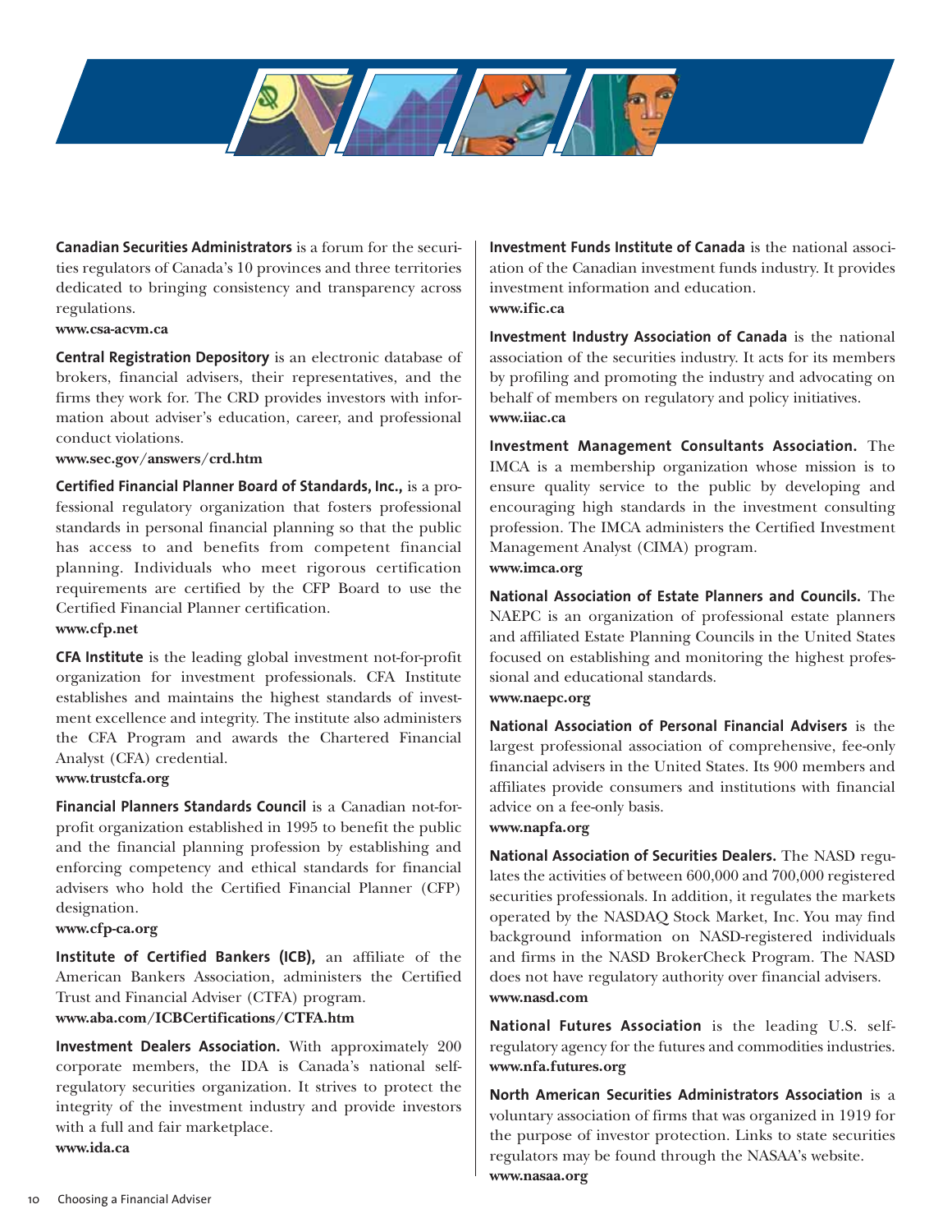**Canadian Securities Administrators** is a forum for the securities regulators of Canada's 10 provinces and three territories dedicated to bringing consistency and transparency across regulations.
**www.csa-acvm.ca**

**Central Registration Depository** is an electronic database of brokers, financial advisers, their representatives, and the firms they work for. The CRD provides investors with information about adviser's education, career, and professional conduct violations.
**www.sec.gov/answers/crd.htm**

**Certified Financial Planner Board of Standards, Inc.,** is a professional regulatory organization that fosters professional standards in personal financial planning so that the public has access to and benefits from competent financial planning. Individuals who meet rigorous certification requirements are certified by the CFP Board to use the Certified Financial Planner certification.
**www.cfp.net**

**CFA Institute** is the leading global investment not-for-profit organization for investment professionals. CFA Institute establishes and maintains the highest standards of investment excellence and integrity. The institute also administers the CFA Program and awards the Chartered Financial Analyst (CFA) credential.
**www.trustcfa.org**

**Financial Planners Standards Council** is a Canadian not-for-profit organization established in 1995 to benefit the public and the financial planning profession by establishing and enforcing competency and ethical standards for financial advisers who hold the Certified Financial Planner (CFP) designation.
**www.cfp-ca.org**

**Institute of Certified Bankers (ICB),** an affiliate of the American Bankers Association, administers the Certified Trust and Financial Adviser (CTFA) program.
**www.aba.com/ICBCertifications/CTFA.htm**

**Investment Dealers Association.** With approximately 200 corporate members, the IDA is Canada's national self-regulatory securities organization. It strives to protect the integrity of the investment industry and provide investors with a full and fair marketplace.
**www.ida.ca**

**Investment Funds Institute of Canada** is the national association of the Canadian investment funds industry. It provides investment information and education.
**www.ific.ca**

**Investment Industry Association of Canada** is the national association of the securities industry. It acts for its members by profiling and promoting the industry and advocating on behalf of members on regulatory and policy initiatives.
**www.iiac.ca**

**Investment Management Consultants Association.** The IMCA is a membership organization whose mission is to ensure quality service to the public by developing and encouraging high standards in the investment consulting profession. The IMCA administers the Certified Investment Management Analyst (CIMA) program.
**www.imca.org**

**National Association of Estate Planners and Councils.** The NAEPC is an organization of professional estate planners and affiliated Estate Planning Councils in the United States focused on establishing and monitoring the highest professional and educational standards.
**www.naepc.org**

**National Association of Personal Financial Advisers** is the largest professional association of comprehensive, fee-only financial advisers in the United States. Its 900 members and affiliates provide consumers and institutions with financial advice on a fee-only basis.
**www.napfa.org**

**National Association of Securities Dealers.** The NASD regulates the activities of between 600,000 and 700,000 registered securities professionals. In addition, it regulates the markets operated by the NASDAQ Stock Market, Inc. You may find background information on NASD-registered individuals and firms in the NASD BrokerCheck Program. The NASD does not have regulatory authority over financial advisers.
**www.nasd.com**

**National Futures Association** is the leading U.S. self-regulatory agency for the futures and commodities industries.
**www.nfa.futures.org**

**North American Securities Administrators Association** is a voluntary association of firms that was organized in 1919 for the purpose of investor protection. Links to state securities regulators may be found through the NASAA's website.
**www.nasaa.org**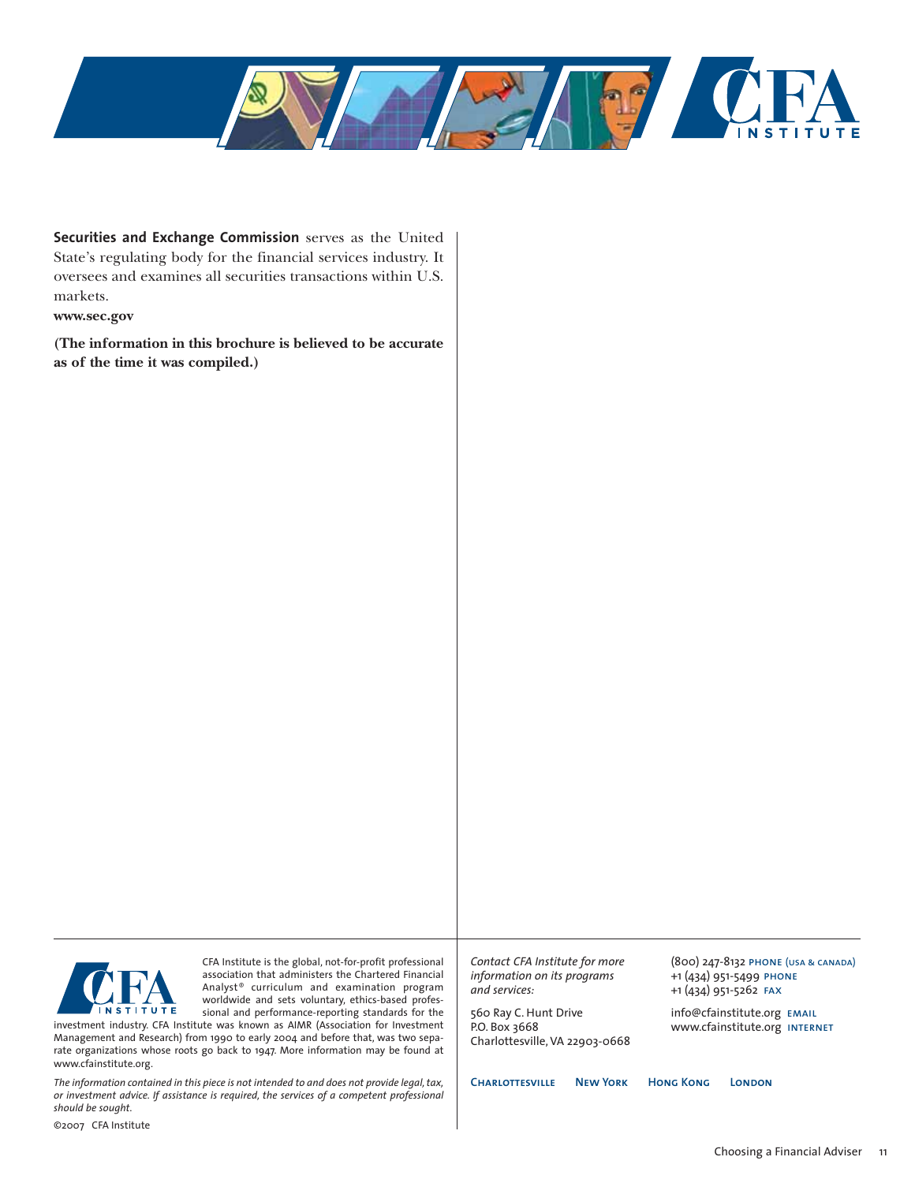**Securities and Exchange Commission** serves as the United State's regulating body for the financial services industry. It oversees and examines all securities transactions within U.S. markets.

**www.sec.gov**

**(The information in this brochure is believed to be accurate as of the time it was compiled.)**

CFA Institute is the global, not-for-profit professional association that administers the Chartered Financial Analyst® curriculum and examination program worldwide and sets voluntary, ethics-based professional and performance-reporting standards for the investment industry. CFA Institute was known as AIMR (Association for Investment Management and Research) from 1990 to early 2004 and before that, was two separate organizations whose roots go back to 1947. More information may be found at www.cfainstitute.org.

*The information contained in this piece is not intended to and does not provide legal, tax, or investment advice. If assistance is required, the services of a competent professional should be sought.*

©2007 CFA Institute

*Contact CFA Institute for more information on its programs and services:*

560 Ray C. Hunt Drive
P.O. Box 3668
Charlottesville, VA 22903-0668

(800) 247-8132 PHONE (USA & CANADA)
+1 (434) 951-5499 PHONE
+1 (434) 951-5262 FAX

info@cfainstitute.org EMAIL
www.cfainstitute.org INTERNET

CHARLOTTESVILLE NEW YORK HONG KONG LONDON